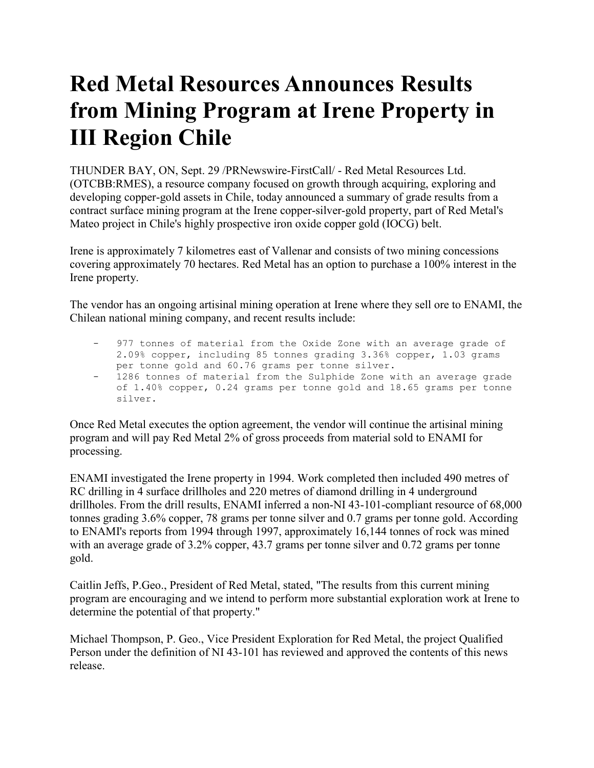# Red Metal Resources Announces Results from Mining Program at Irene Property in III Region Chile

THUNDER BAY, ON, Sept. 29 /PRNewswire-FirstCall/ - Red Metal Resources Ltd. (OTCBB:RMES), a resource company focused on growth through acquiring, exploring and developing copper-gold assets in Chile, today announced a summary of grade results from a contract surface mining program at the Irene copper-silver-gold property, part of Red Metal's Mateo project in Chile's highly prospective iron oxide copper gold (IOCG) belt.

Irene is approximately 7 kilometres east of Vallenar and consists of two mining concessions covering approximately 70 hectares. Red Metal has an option to purchase a 100% interest in the Irene property.

The vendor has an ongoing artisinal mining operation at Irene where they sell ore to ENAMI, the Chilean national mining company, and recent results include:

- 977 tonnes of material from the Oxide Zone with an average grade of 2.09% copper, including 85 tonnes grading 3.36% copper, 1.03 grams per tonne gold and 60.76 grams per tonne silver.
- 1286 tonnes of material from the Sulphide Zone with an average grade of 1.40% copper, 0.24 grams per tonne gold and 18.65 grams per tonne silver.

Once Red Metal executes the option agreement, the vendor will continue the artisinal mining program and will pay Red Metal 2% of gross proceeds from material sold to ENAMI for processing.

ENAMI investigated the Irene property in 1994. Work completed then included 490 metres of RC drilling in 4 surface drillholes and 220 metres of diamond drilling in 4 underground drillholes. From the drill results, ENAMI inferred a non-NI 43-101-compliant resource of 68,000 tonnes grading 3.6% copper, 78 grams per tonne silver and 0.7 grams per tonne gold. According to ENAMI's reports from 1994 through 1997, approximately 16,144 tonnes of rock was mined with an average grade of 3.2% copper, 43.7 grams per tonne silver and 0.72 grams per tonne gold.

Caitlin Jeffs, P.Geo., President of Red Metal, stated, "The results from this current mining program are encouraging and we intend to perform more substantial exploration work at Irene to determine the potential of that property."

Michael Thompson, P. Geo., Vice President Exploration for Red Metal, the project Qualified Person under the definition of NI 43-101 has reviewed and approved the contents of this news release.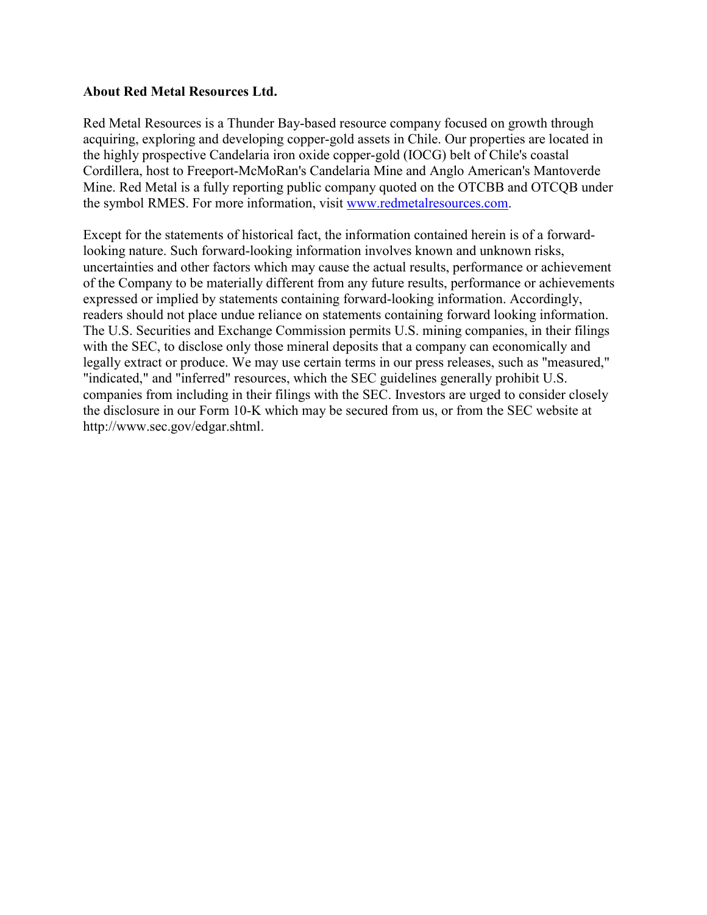**About Red Metal Resources Ltd.**

Red Metal Resources is a Thunder Bay-based resource company focused on growth through acquiring, exploring and developing copper-gold assets in Chile. Our properties are located in the highly prospective Candelaria iron oxide copper-gold (IOCG) belt of Chile's coastal Cordillera, host to Freeport-McMoRan's Candelaria Mine and Anglo American's Mantoverde Mine. Red Metal is a fully reporting public company quoted on the OTCBB and OTCQB under the symbol RMES. For more information, visit [www.redmetalresources.com](http://www.redmetalresources.com).

Except for the statements of historical fact, the information contained herein is of a forward-looking nature. Such forward-looking information involves known and unknown risks, uncertainties and other factors which may cause the actual results, performance or achievement of the Company to be materially different from any future results, performance or achievements expressed or implied by statements containing forward-looking information. Accordingly, readers should not place undue reliance on statements containing forward looking information. The U.S. Securities and Exchange Commission permits U.S. mining companies, in their filings with the SEC, to disclose only those mineral deposits that a company can economically and legally extract or produce. We may use certain terms in our press releases, such as "measured," "indicated," and "inferred" resources, which the SEC guidelines generally prohibit U.S. companies from including in their filings with the SEC. Investors are urged to consider closely the disclosure in our Form 10-K which may be secured from us, or from the SEC website at http://www.sec.gov/edgar.shtml.